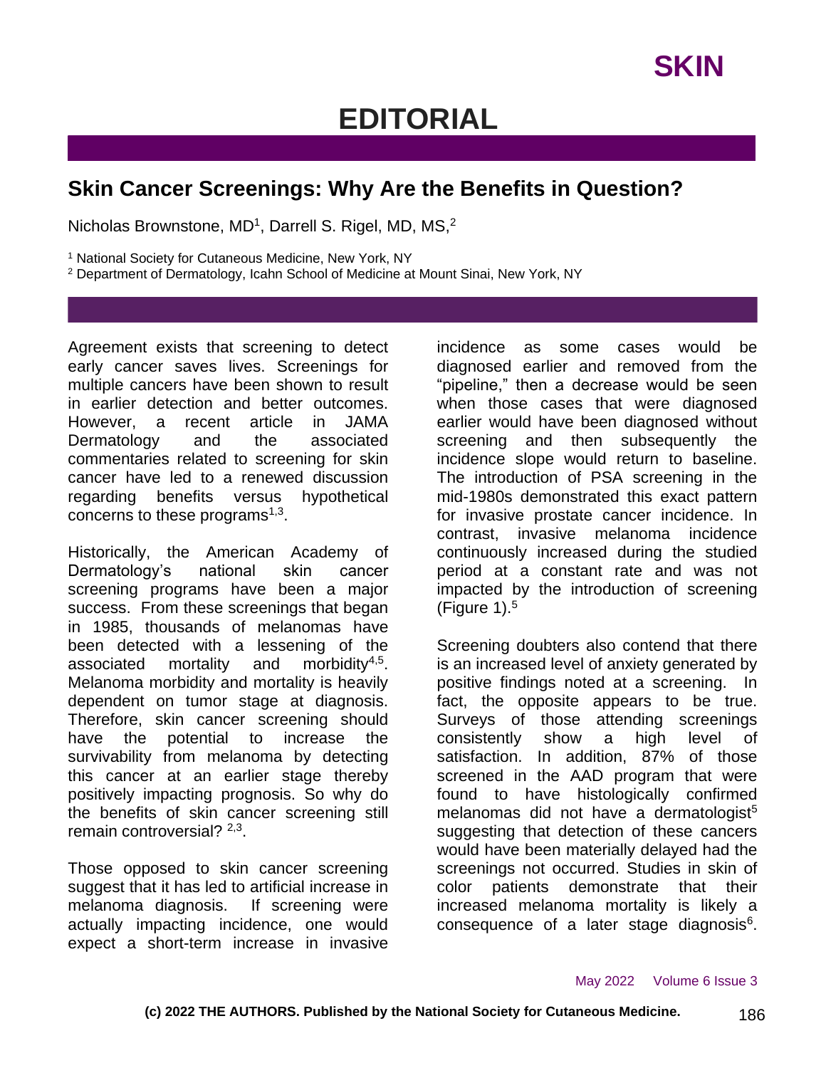# EDITORIAL

## Skin Cancer Screenings: Why Are the Benefits in Question?

Nicholas Brownstone, MD[1], Darrell S. Rigel, MD, MS,[2]

[1] National Society for Cutaneous Medicine, New York, NY
[2] Department of Dermatology, Icahn School of Medicine at Mount Sinai, New York, NY

Agreement exists that screening to detect early cancer saves lives. Screenings for multiple cancers have been shown to result in earlier detection and better outcomes. However, a recent article in JAMA Dermatology and the associated commentaries related to screening for skin cancer have led to a renewed discussion regarding benefits versus hypothetical concerns to these programs[1,3].

Historically, the American Academy of Dermatology's national skin cancer screening programs have been a major success. From these screenings that began in 1985, thousands of melanomas have been detected with a lessening of the associated mortality and morbidity[4,5]. Melanoma morbidity and mortality is heavily dependent on tumor stage at diagnosis. Therefore, skin cancer screening should have the potential to increase the survivability from melanoma by detecting this cancer at an earlier stage thereby positively impacting prognosis. So why do the benefits of skin cancer screening still remain controversial? [2,3].

Those opposed to skin cancer screening suggest that it has led to artificial increase in melanoma diagnosis. If screening were actually impacting incidence, one would expect a short-term increase in invasive incidence as some cases would be diagnosed earlier and removed from the "pipeline," then a decrease would be seen when those cases that were diagnosed earlier would have been diagnosed without screening and then subsequently the incidence slope would return to baseline. The introduction of PSA screening in the mid-1980s demonstrated this exact pattern for invasive prostate cancer incidence. In contrast, invasive melanoma incidence continuously increased during the studied period at a constant rate and was not impacted by the introduction of screening (Figure 1).[5]

Screening doubters also contend that there is an increased level of anxiety generated by positive findings noted at a screening. In fact, the opposite appears to be true. Surveys of those attending screenings consistently show a high level of satisfaction. In addition, 87% of those screened in the AAD program that were found to have histologically confirmed melanomas did not have a dermatologist[5] suggesting that detection of these cancers would have been materially delayed had the screenings not occurred. Studies in skin of color patients demonstrate that their increased melanoma mortality is likely a consequence of a later stage diagnosis[6].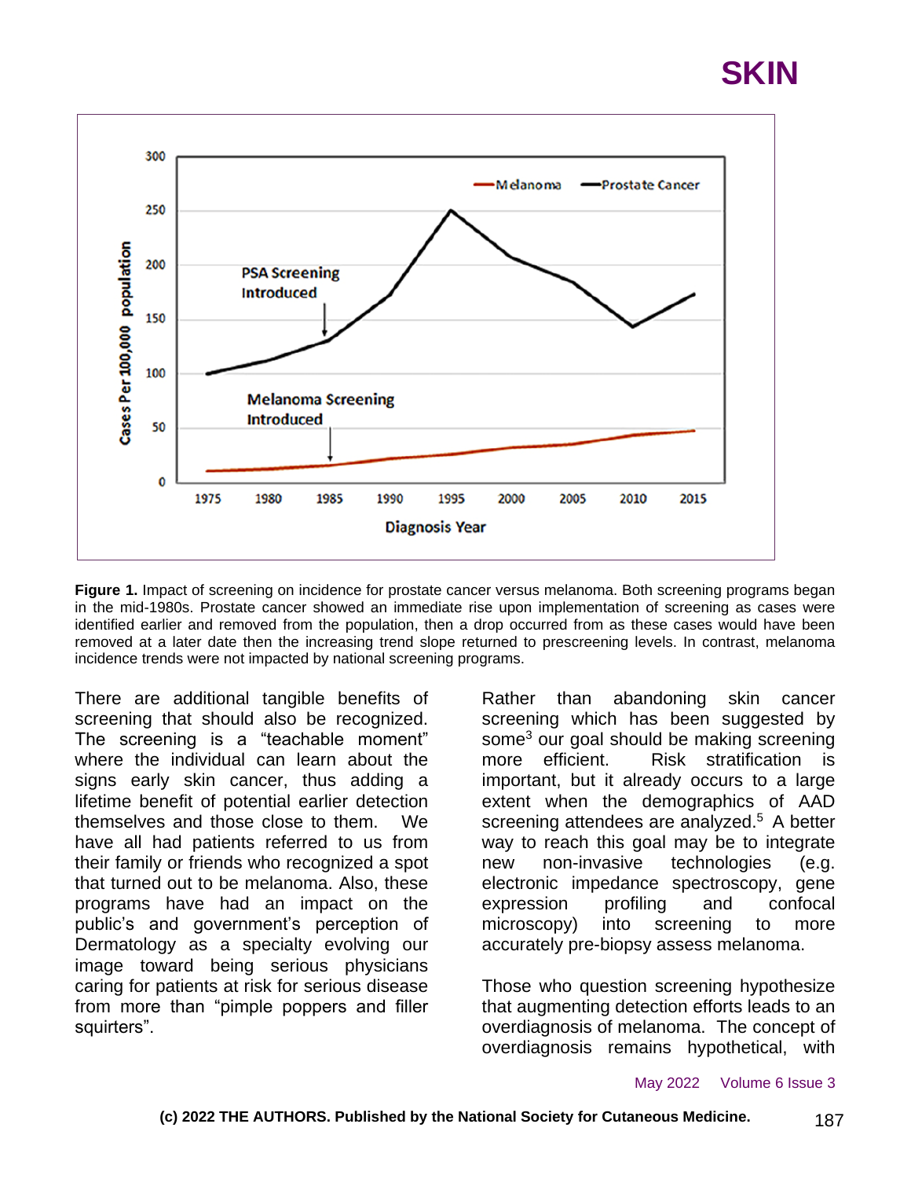**Figure 1.** Impact of screening on incidence for prostate cancer versus melanoma. Both screening programs began in the mid-1980s. Prostate cancer showed an immediate rise upon implementation of screening as cases were identified earlier and removed from the population, then a drop occurred from as these cases would have been removed at a later date then the increasing trend slope returned to prescreening levels. In contrast, melanoma incidence trends were not impacted by national screening programs.

There are additional tangible benefits of screening that should also be recognized. The screening is a "teachable moment" where the individual can learn about the signs early skin cancer, thus adding a lifetime benefit of potential earlier detection themselves and those close to them. We have all had patients referred to us from their family or friends who recognized a spot that turned out to be melanoma. Also, these programs have had an impact on the public's and government's perception of Dermatology as a specialty evolving our image toward being serious physicians caring for patients at risk for serious disease from more than "pimple poppers and filler squirters".

Rather than abandoning skin cancer screening which has been suggested by some[3] our goal should be making screening more efficient. Risk stratification is important, but it already occurs to a large extent when the demographics of AAD screening attendees are analyzed.[5] A better way to reach this goal may be to integrate new non-invasive technologies (e.g. electronic impedance spectroscopy, gene expression profiling and confocal microscopy) into screening to more accurately pre-biopsy assess melanoma.

Those who question screening hypothesize that augmenting detection efforts leads to an overdiagnosis of melanoma. The concept of overdiagnosis remains hypothetical, with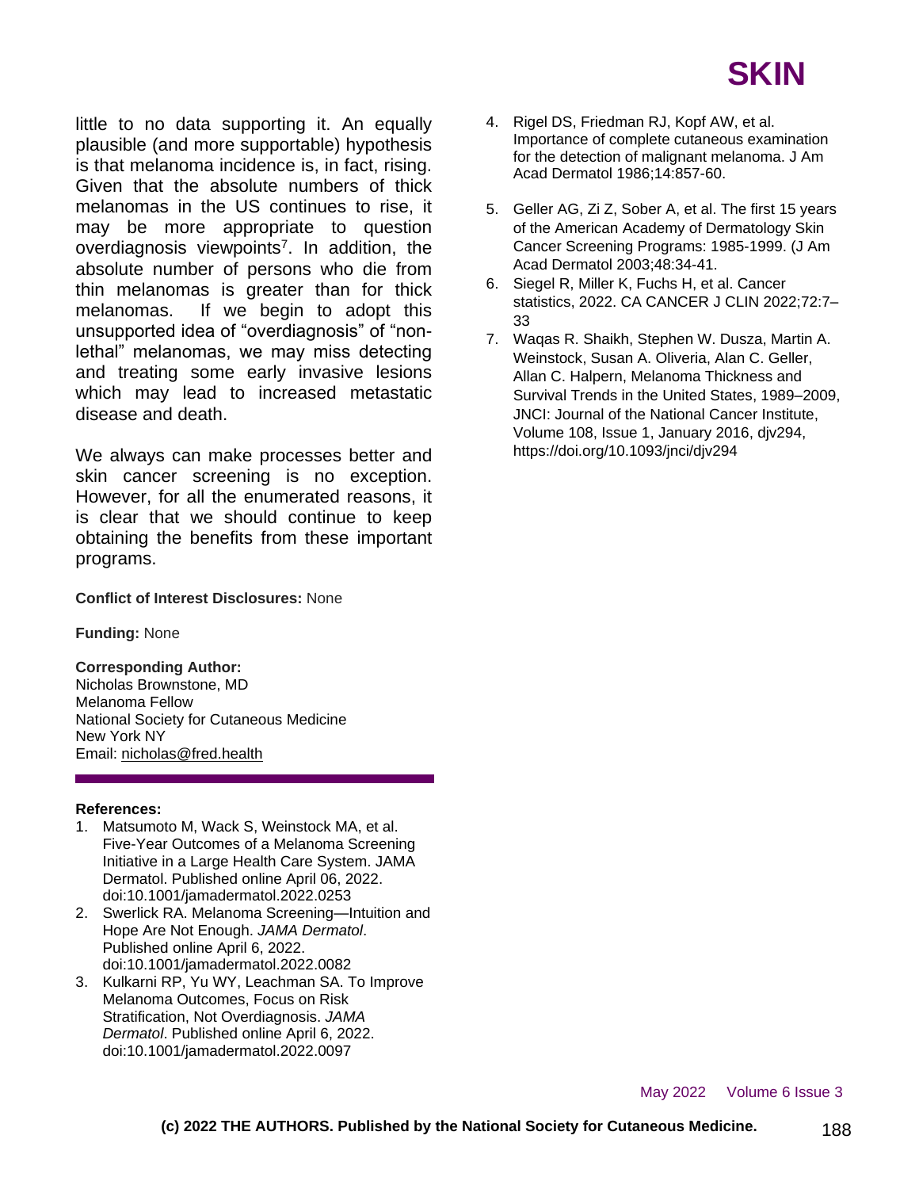little to no data supporting it. An equally plausible (and more supportable) hypothesis is that melanoma incidence is, in fact, rising. Given that the absolute numbers of thick melanomas in the US continues to rise, it may be more appropriate to question overdiagnosis viewpoints[7]. In addition, the absolute number of persons who die from thin melanomas is greater than for thick melanomas. If we begin to adopt this unsupported idea of "overdiagnosis" of "non-lethal" melanomas, we may miss detecting and treating some early invasive lesions which may lead to increased metastatic disease and death.

We always can make processes better and skin cancer screening is no exception. However, for all the enumerated reasons, it is clear that we should continue to keep obtaining the benefits from these important programs.

**Conflict of Interest Disclosures:** None

**Funding:** None

**Corresponding Author:**
Nicholas Brownstone, MD
Melanoma Fellow
National Society for Cutaneous Medicine
New York NY
Email: nicholas@fred.health

**References:**

1. Matsumoto M, Wack S, Weinstock MA, et al. Five-Year Outcomes of a Melanoma Screening Initiative in a Large Health Care System. JAMA Dermatol. Published online April 06, 2022. doi:10.1001/jamadermatol.2022.0253
2. Swerlick RA. Melanoma Screening—Intuition and Hope Are Not Enough. *JAMA Dermatol*. Published online April 6, 2022. doi:10.1001/jamadermatol.2022.0082
3. Kulkarni RP, Yu WY, Leachman SA. To Improve Melanoma Outcomes, Focus on Risk Stratification, Not Overdiagnosis. *JAMA Dermatol*. Published online April 6, 2022. doi:10.1001/jamadermatol.2022.0097
4. Rigel DS, Friedman RJ, Kopf AW, et al. Importance of complete cutaneous examination for the detection of malignant melanoma. J Am Acad Dermatol 1986;14:857-60.
5. Geller AG, Zi Z, Sober A, et al. The first 15 years of the American Academy of Dermatology Skin Cancer Screening Programs: 1985-1999. (J Am Acad Dermatol 2003;48:34-41.
6. Siegel R, Miller K, Fuchs H, et al. Cancer statistics, 2022. CA CANCER J CLIN 2022;72:7–33
7. Waqas R. Shaikh, Stephen W. Dusza, Martin A. Weinstock, Susan A. Oliveria, Alan C. Geller, Allan C. Halpern, Melanoma Thickness and Survival Trends in the United States, 1989–2009, JNCI: Journal of the National Cancer Institute, Volume 108, Issue 1, January 2016, djv294, https://doi.org/10.1093/jnci/djv294